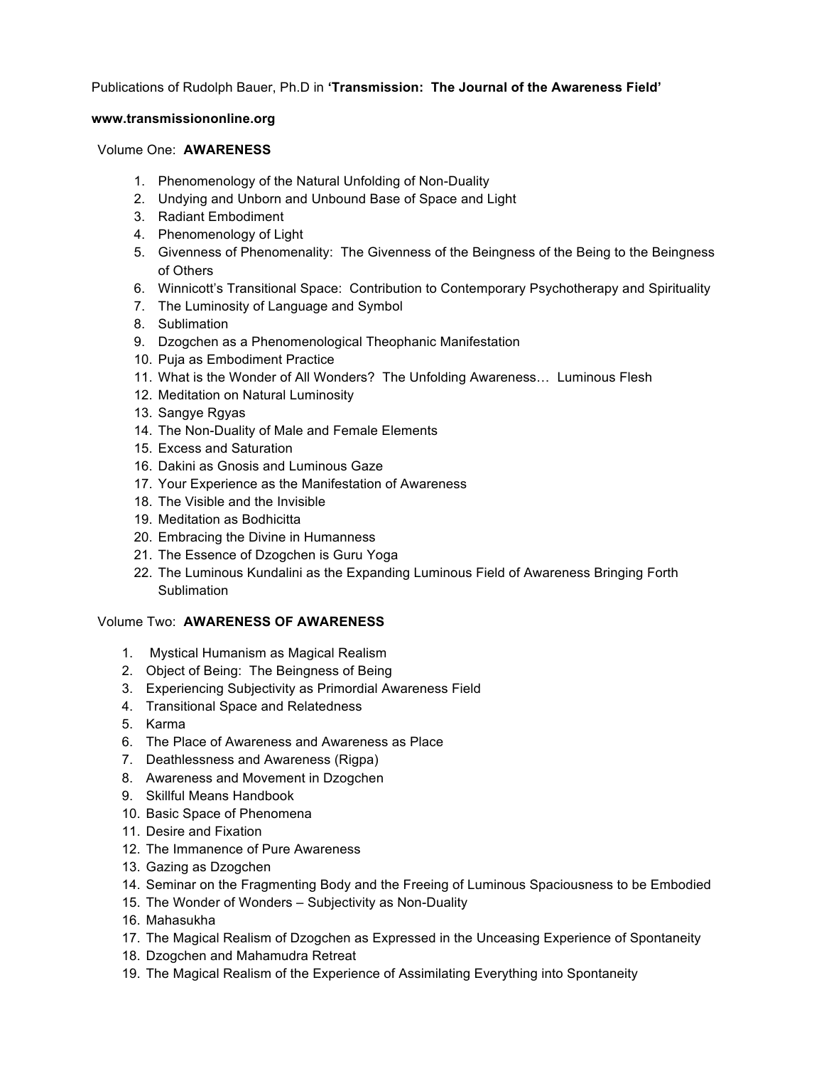Publications of Rudolph Bauer, Ph.D in **'Transmission: The Journal of the Awareness Field'**

**www.transmissiononline.org**

Volume One: **AWARENESS**

1. Phenomenology of the Natural Unfolding of Non-Duality
2. Undying and Unborn and Unbound Base of Space and Light
3. Radiant Embodiment
4. Phenomenology of Light
5. Givenness of Phenomenality: The Givenness of the Beingness of the Being to the Beingness of Others
6. Winnicott's Transitional Space: Contribution to Contemporary Psychotherapy and Spirituality
7. The Luminosity of Language and Symbol
8. Sublimation
9. Dzogchen as a Phenomenological Theophanic Manifestation
10. Puja as Embodiment Practice
11. What is the Wonder of All Wonders? The Unfolding Awareness… Luminous Flesh
12. Meditation on Natural Luminosity
13. Sangye Rgyas
14. The Non-Duality of Male and Female Elements
15. Excess and Saturation
16. Dakini as Gnosis and Luminous Gaze
17. Your Experience as the Manifestation of Awareness
18. The Visible and the Invisible
19. Meditation as Bodhicitta
20. Embracing the Divine in Humanness
21. The Essence of Dzogchen is Guru Yoga
22. The Luminous Kundalini as the Expanding Luminous Field of Awareness Bringing Forth Sublimation

Volume Two: **AWARENESS OF AWARENESS**

1. Mystical Humanism as Magical Realism
2. Object of Being: The Beingness of Being
3. Experiencing Subjectivity as Primordial Awareness Field
4. Transitional Space and Relatedness
5. Karma
6. The Place of Awareness and Awareness as Place
7. Deathlessness and Awareness (Rigpa)
8. Awareness and Movement in Dzogchen
9. Skillful Means Handbook
10. Basic Space of Phenomena
11. Desire and Fixation
12. The Immanence of Pure Awareness
13. Gazing as Dzogchen
14. Seminar on the Fragmenting Body and the Freeing of Luminous Spaciousness to be Embodied
15. The Wonder of Wonders – Subjectivity as Non-Duality
16. Mahasukha
17. The Magical Realism of Dzogchen as Expressed in the Unceasing Experience of Spontaneity
18. Dzogchen and Mahamudra Retreat
19. The Magical Realism of the Experience of Assimilating Everything into Spontaneity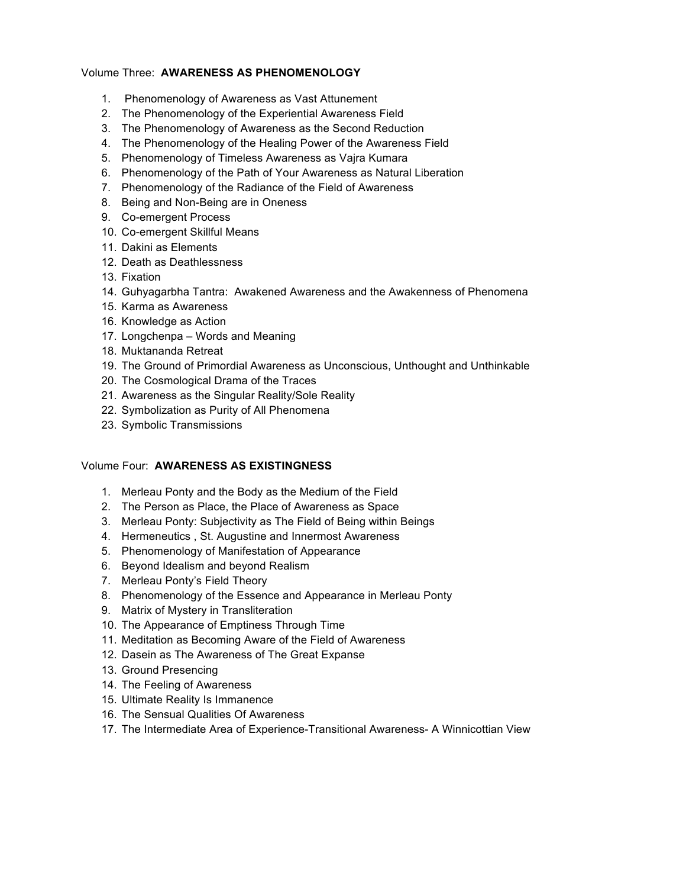Volume Three: **AWARENESS AS PHENOMENOLOGY**

1. Phenomenology of Awareness as Vast Attunement
2. The Phenomenology of the Experiential Awareness Field
3. The Phenomenology of Awareness as the Second Reduction
4. The Phenomenology of the Healing Power of the Awareness Field
5. Phenomenology of Timeless Awareness as Vajra Kumara
6. Phenomenology of the Path of Your Awareness as Natural Liberation
7. Phenomenology of the Radiance of the Field of Awareness
8. Being and Non-Being are in Oneness
9. Co-emergent Process
10. Co-emergent Skillful Means
11. Dakini as Elements
12. Death as Deathlessness
13. Fixation
14. Guhyagarbha Tantra: Awakened Awareness and the Awakenness of Phenomena
15. Karma as Awareness
16. Knowledge as Action
17. Longchenpa – Words and Meaning
18. Muktananda Retreat
19. The Ground of Primordial Awareness as Unconscious, Unthought and Unthinkable
20. The Cosmological Drama of the Traces
21. Awareness as the Singular Reality/Sole Reality
22. Symbolization as Purity of All Phenomena
23. Symbolic Transmissions

Volume Four: **AWARENESS AS EXISTINGNESS**

1. Merleau Ponty and the Body as the Medium of the Field
2. The Person as Place, the Place of Awareness as Space
3. Merleau Ponty: Subjectivity as The Field of Being within Beings
4. Hermeneutics , St. Augustine and Innermost Awareness
5. Phenomenology of Manifestation of Appearance
6. Beyond Idealism and beyond Realism
7. Merleau Ponty's Field Theory
8. Phenomenology of the Essence and Appearance in Merleau Ponty
9. Matrix of Mystery in Transliteration
10. The Appearance of Emptiness Through Time
11. Meditation as Becoming Aware of the Field of Awareness
12. Dasein as The Awareness of The Great Expanse
13. Ground Presencing
14. The Feeling of Awareness
15. Ultimate Reality Is Immanence
16. The Sensual Qualities Of Awareness
17. The Intermediate Area of Experience-Transitional Awareness- A Winnicottian View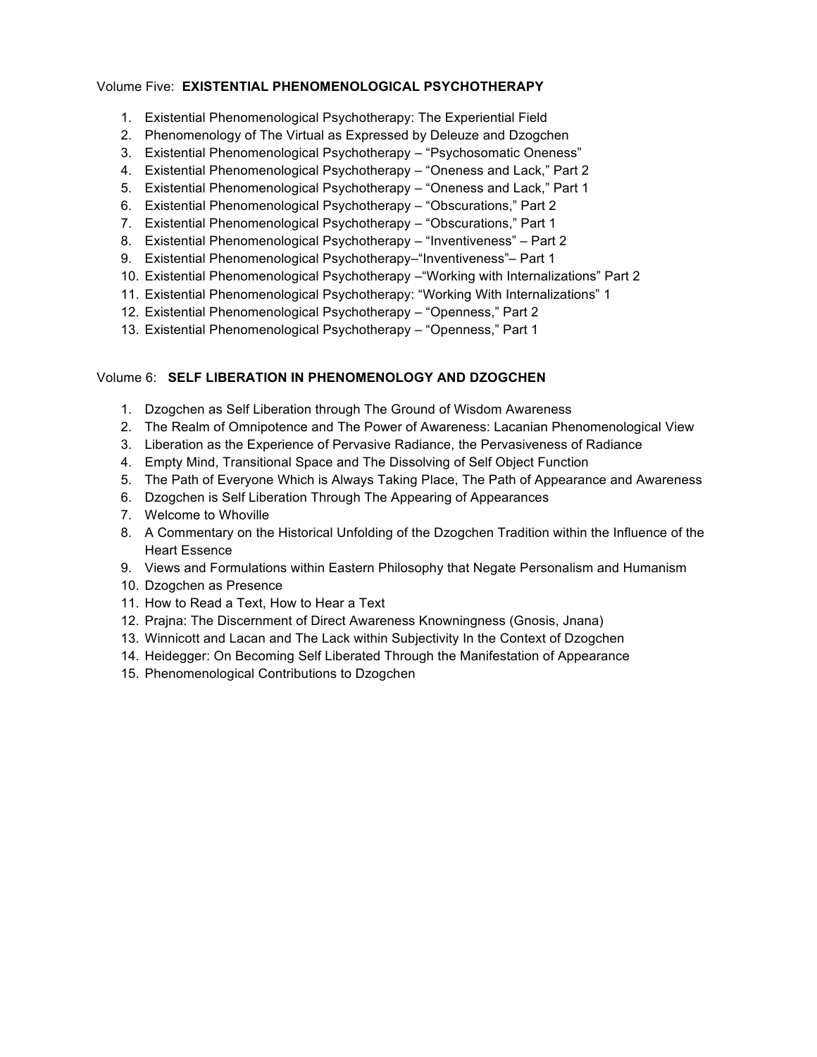Volume Five: **EXISTENTIAL PHENOMENOLOGICAL PSYCHOTHERAPY**

1. Existential Phenomenological Psychotherapy: The Experiential Field
2. Phenomenology of The Virtual as Expressed by Deleuze and Dzogchen
3. Existential Phenomenological Psychotherapy – "Psychosomatic Oneness"
4. Existential Phenomenological Psychotherapy – "Oneness and Lack," Part 2
5. Existential Phenomenological Psychotherapy – "Oneness and Lack," Part 1
6. Existential Phenomenological Psychotherapy – "Obscurations," Part 2
7. Existential Phenomenological Psychotherapy – "Obscurations," Part 1
8. Existential Phenomenological Psychotherapy – "Inventiveness" – Part 2
9. Existential Phenomenological Psychotherapy–"Inventiveness"– Part 1
10. Existential Phenomenological Psychotherapy –"Working with Internalizations" Part 2
11. Existential Phenomenological Psychotherapy: "Working With Internalizations" 1
12. Existential Phenomenological Psychotherapy – "Openness," Part 2
13. Existential Phenomenological Psychotherapy – "Openness," Part 1

Volume 6: **SELF LIBERATION IN PHENOMENOLOGY AND DZOGCHEN**

1. Dzogchen as Self Liberation through The Ground of Wisdom Awareness
2. The Realm of Omnipotence and The Power of Awareness: Lacanian Phenomenological View
3. Liberation as the Experience of Pervasive Radiance, the Pervasiveness of Radiance
4. Empty Mind, Transitional Space and The Dissolving of Self Object Function
5. The Path of Everyone Which is Always Taking Place, The Path of Appearance and Awareness
6. Dzogchen is Self Liberation Through The Appearing of Appearances
7. Welcome to Whoville
8. A Commentary on the Historical Unfolding of the Dzogchen Tradition within the Influence of the Heart Essence
9. Views and Formulations within Eastern Philosophy that Negate Personalism and Humanism
10. Dzogchen as Presence
11. How to Read a Text, How to Hear a Text
12. Prajna: The Discernment of Direct Awareness Knowningness (Gnosis, Jnana)
13. Winnicott and Lacan and The Lack within Subjectivity In the Context of Dzogchen
14. Heidegger: On Becoming Self Liberated Through the Manifestation of Appearance
15. Phenomenological Contributions to Dzogchen